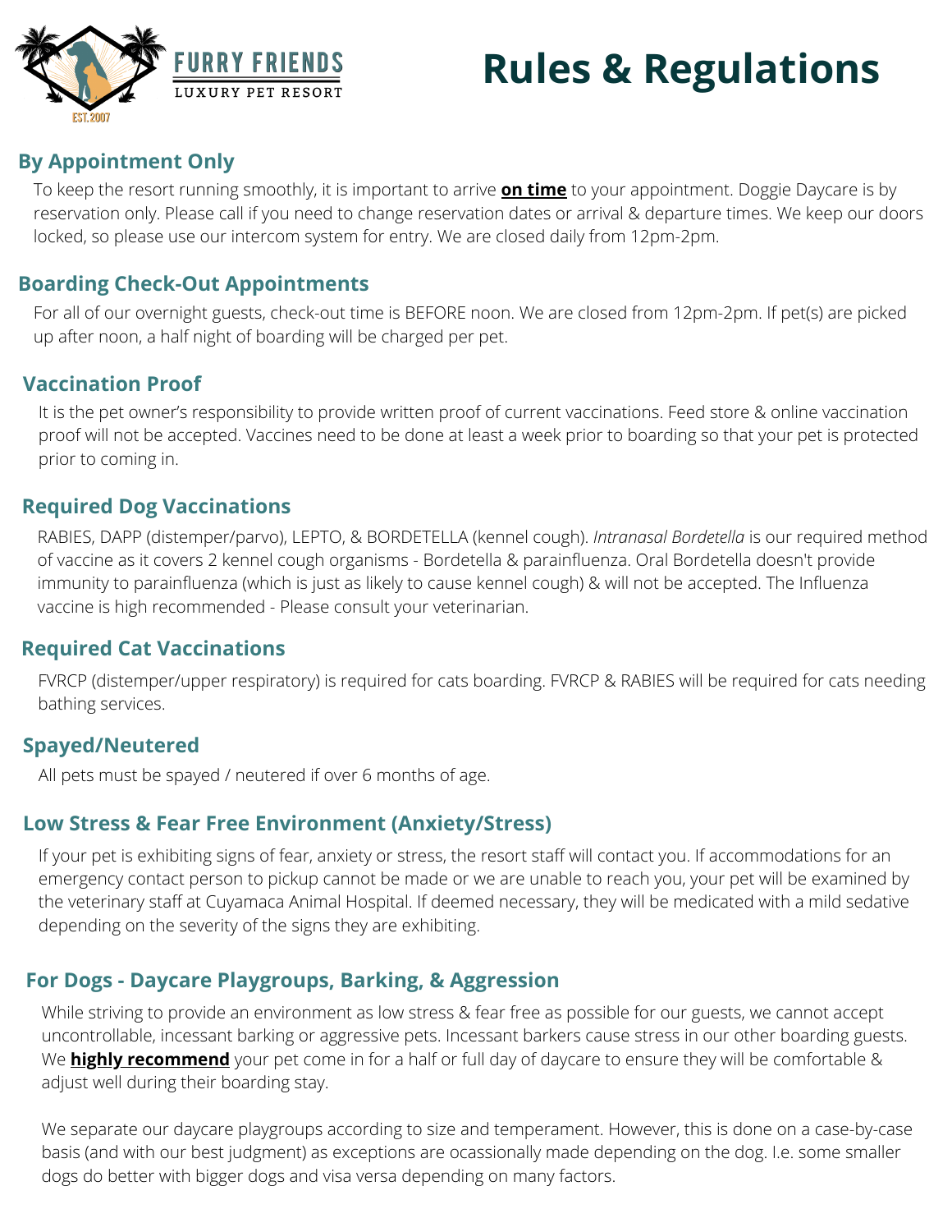FURRY FRIENDS

LUXURY PET RESORT

EST. 2007

# Rules & Regulations

## By Appointment Only

To keep the resort running smoothly, it is important to arrive **on time** to your appointment. Doggie Daycare is by reservation only. Please call if you need to change reservation dates or arrival & departure times. We keep our doors locked, so please use our intercom system for entry. We are closed daily from 12pm-2pm.

## Boarding Check-Out Appointments

For all of our overnight guests, check-out time is BEFORE noon. We are closed from 12pm-2pm. If pet(s) are picked up after noon, a half night of boarding will be charged per pet.

## Vaccination Proof

It is the pet owner's responsibility to provide written proof of current vaccinations. Feed store & online vaccination proof will not be accepted. Vaccines need to be done at least a week prior to boarding so that your pet is protected prior to coming in.

## Required Dog Vaccinations

RABIES, DAPP (distemper/parvo), LEPTO, & BORDETELLA (kennel cough). *Intranasal Bordetella* is our required method of vaccine as it covers 2 kennel cough organisms - Bordetella & parainfluenza. Oral Bordetella doesn't provide immunity to parainfluenza (which is just as likely to cause kennel cough) & will not be accepted. The Influenza vaccine is high recommended - Please consult your veterinarian.

## Required Cat Vaccinations

FVRCP (distemper/upper respiratory) is required for cats boarding. FVRCP & RABIES will be required for cats needing bathing services.

## Spayed/Neutered

All pets must be spayed / neutered if over 6 months of age.

## Low Stress & Fear Free Environment (Anxiety/Stress)

If your pet is exhibiting signs of fear, anxiety or stress, the resort staff will contact you. If accommodations for an emergency contact person to pickup cannot be made or we are unable to reach you, your pet will be examined by the veterinary staff at Cuyamaca Animal Hospital. If deemed necessary, they will be medicated with a mild sedative depending on the severity of the signs they are exhibiting.

## For Dogs - Daycare Playgroups, Barking, & Aggression

While striving to provide an environment as low stress & fear free as possible for our guests, we cannot accept uncontrollable, incessant barking or aggressive pets. Incessant barkers cause stress in our other boarding guests. We **highly recommend** your pet come in for a half or full day of daycare to ensure they will be comfortable & adjust well during their boarding stay.

We separate our daycare playgroups according to size and temperament. However, this is done on a case-by-case basis (and with our best judgment) as exceptions are ocassionally made depending on the dog. I.e. some smaller dogs do better with bigger dogs and visa versa depending on many factors.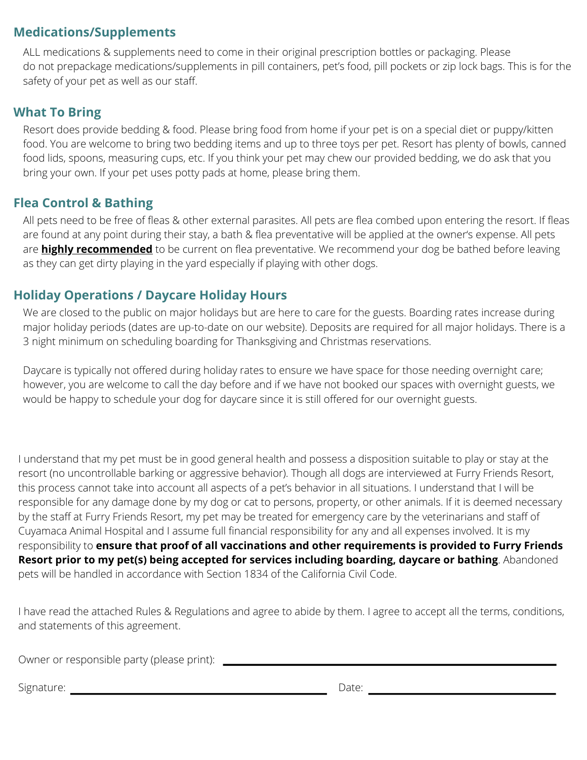## Medications/Supplements

ALL medications & supplements need to come in their original prescription bottles or packaging. Please do not prepackage medications/supplements in pill containers, pet's food, pill pockets or zip lock bags. This is for the safety of your pet as well as our staff.

## What To Bring

Resort does provide bedding & food. Please bring food from home if your pet is on a special diet or puppy/kitten food. You are welcome to bring two bedding items and up to three toys per pet. Resort has plenty of bowls, canned food lids, spoons, measuring cups, etc. If you think your pet may chew our provided bedding, we do ask that you bring your own. If your pet uses potty pads at home, please bring them.

## Flea Control & Bathing

All pets need to be free of fleas & other external parasites. All pets are flea combed upon entering the resort. If fleas are found at any point during their stay, a bath & flea preventative will be applied at the owner's expense. All pets are <u>**highly recommended**</u> to be current on flea preventative. We recommend your dog be bathed before leaving as they can get dirty playing in the yard especially if playing with other dogs.

## Holiday Operations / Daycare Holiday Hours

We are closed to the public on major holidays but are here to care for the guests. Boarding rates increase during major holiday periods (dates are up-to-date on our website). Deposits are required for all major holidays. There is a 3 night minimum on scheduling boarding for Thanksgiving and Christmas reservations.

Daycare is typically not offered during holiday rates to ensure we have space for those needing overnight care; however, you are welcome to call the day before and if we have not booked our spaces with overnight guests, we would be happy to schedule your dog for daycare since it is still offered for our overnight guests.

I understand that my pet must be in good general health and possess a disposition suitable to play or stay at the resort (no uncontrollable barking or aggressive behavior). Though all dogs are interviewed at Furry Friends Resort, this process cannot take into account all aspects of a pet's behavior in all situations. I understand that I will be responsible for any damage done by my dog or cat to persons, property, or other animals. If it is deemed necessary by the staff at Furry Friends Resort, my pet may be treated for emergency care by the veterinarians and staff of Cuyamaca Animal Hospital and I assume full financial responsibility for any and all expenses involved. It is my responsibility to **ensure that proof of all vaccinations and other requirements is provided to Furry Friends Resort prior to my pet(s) being accepted for services including boarding, daycare or bathing**. Abandoned pets will be handled in accordance with Section 1834 of the California Civil Code.

I have read the attached Rules & Regulations and agree to abide by them. I agree to accept all the terms, conditions, and statements of this agreement.

Owner or responsible party (please print): ______________________________

Signature: ______________________________ Date: ______________________